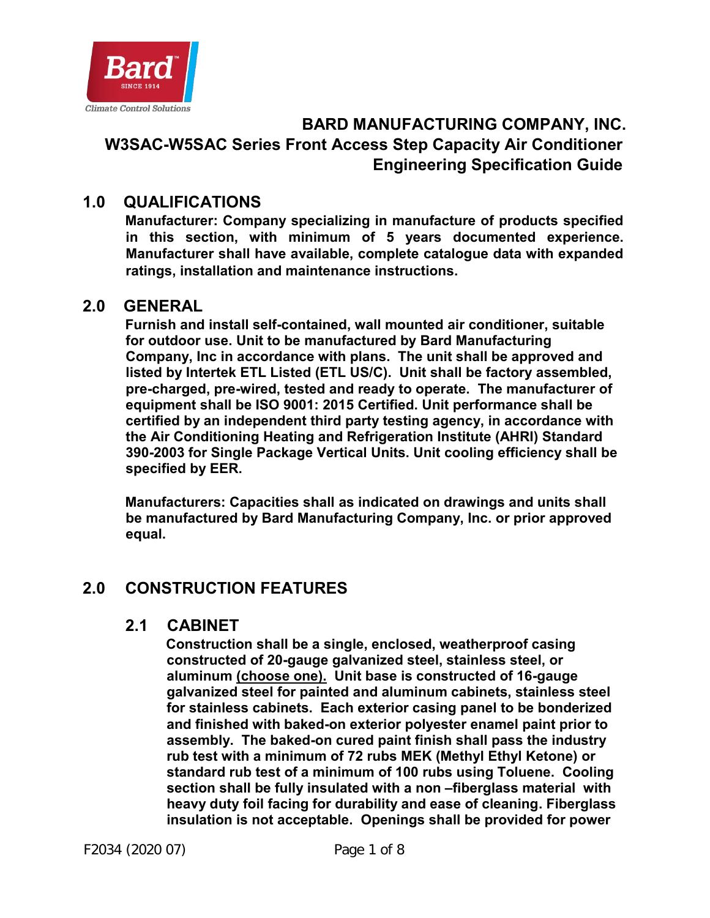# BARD MANUFACTURING COMPANY, INC.
## W3SAC-W5SAC Series Front Access Step Capacity Air Conditioner Engineering Specification Guide

## 1.0 QUALIFICATIONS

**Manufacturer: Company specializing in manufacture of products specified in this section, with minimum of 5 years documented experience. Manufacturer shall have available, complete catalogue data with expanded ratings, installation and maintenance instructions.**

## 2.0 GENERAL

**Furnish and install self-contained, wall mounted air conditioner, suitable for outdoor use. Unit to be manufactured by Bard Manufacturing Company, Inc in accordance with plans. The unit shall be approved and listed by Intertek ETL Listed (ETL US/C). Unit shall be factory assembled, pre-charged, pre-wired, tested and ready to operate. The manufacturer of equipment shall be ISO 9001: 2015 Certified. Unit performance shall be certified by an independent third party testing agency, in accordance with the Air Conditioning Heating and Refrigeration Institute (AHRI) Standard 390-2003 for Single Package Vertical Units. Unit cooling efficiency shall be specified by EER.**

**Manufacturers: Capacities shall as indicated on drawings and units shall be manufactured by Bard Manufacturing Company, Inc. or prior approved equal.**

## 2.0 CONSTRUCTION FEATURES

### 2.1 CABINET

**Construction shall be a single, enclosed, weatherproof casing constructed of 20-gauge galvanized steel, stainless steel, or aluminum <u>(choose one).</u> Unit base is constructed of 16-gauge galvanized steel for painted and aluminum cabinets, stainless steel for stainless cabinets. Each exterior casing panel to be bonderized and finished with baked-on exterior polyester enamel paint prior to assembly. The baked-on cured paint finish shall pass the industry rub test with a minimum of 72 rubs MEK (Methyl Ethyl Ketone) or standard rub test of a minimum of 100 rubs using Toluene. Cooling section shall be fully insulated with a non –fiberglass material with heavy duty foil facing for durability and ease of cleaning. Fiberglass insulation is not acceptable. Openings shall be provided for power**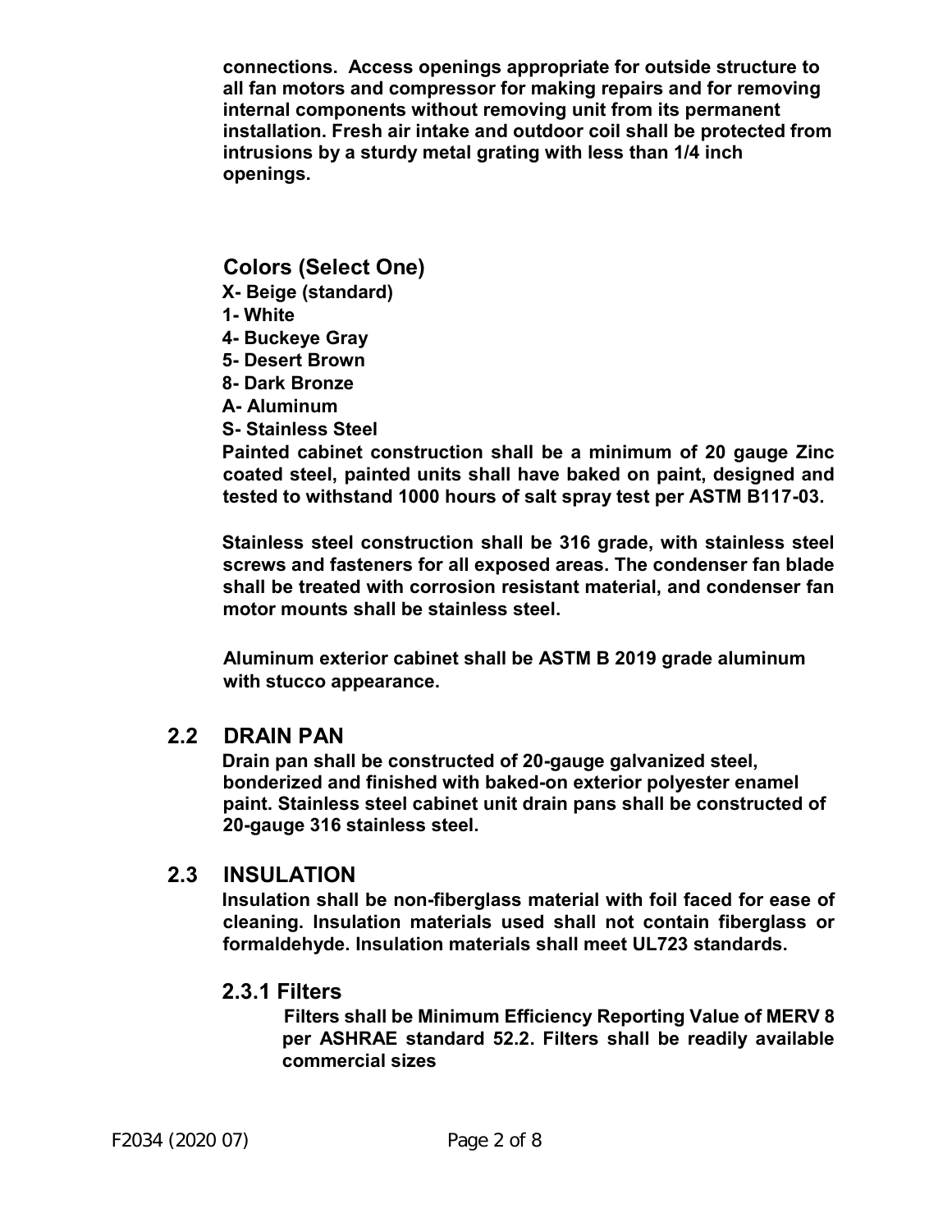**connections. Access openings appropriate for outside structure to all fan motors and compressor for making repairs and for removing internal components without removing unit from its permanent installation. Fresh air intake and outdoor coil shall be protected from intrusions by a sturdy metal grating with less than 1/4 inch openings.**

### Colors (Select One)

**X- Beige (standard)**
**1- White**
**4- Buckeye Gray**
**5- Desert Brown**
**8- Dark Bronze**
**A- Aluminum**
**S- Stainless Steel**

**Painted cabinet construction shall be a minimum of 20 gauge Zinc coated steel, painted units shall have baked on paint, designed and tested to withstand 1000 hours of salt spray test per ASTM B117-03.**

**Stainless steel construction shall be 316 grade, with stainless steel screws and fasteners for all exposed areas. The condenser fan blade shall be treated with corrosion resistant material, and condenser fan motor mounts shall be stainless steel.**

**Aluminum exterior cabinet shall be ASTM B 2019 grade aluminum with stucco appearance.**

## 2.2 DRAIN PAN

**Drain pan shall be constructed of 20-gauge galvanized steel, bonderized and finished with baked-on exterior polyester enamel paint. Stainless steel cabinet unit drain pans shall be constructed of 20-gauge 316 stainless steel.**

## 2.3 INSULATION

**Insulation shall be non-fiberglass material with foil faced for ease of cleaning. Insulation materials used shall not contain fiberglass or formaldehyde. Insulation materials shall meet UL723 standards.**

### 2.3.1 Filters

**Filters shall be Minimum Efficiency Reporting Value of MERV 8 per ASHRAE standard 52.2. Filters shall be readily available commercial sizes**

F2034 (2020 07)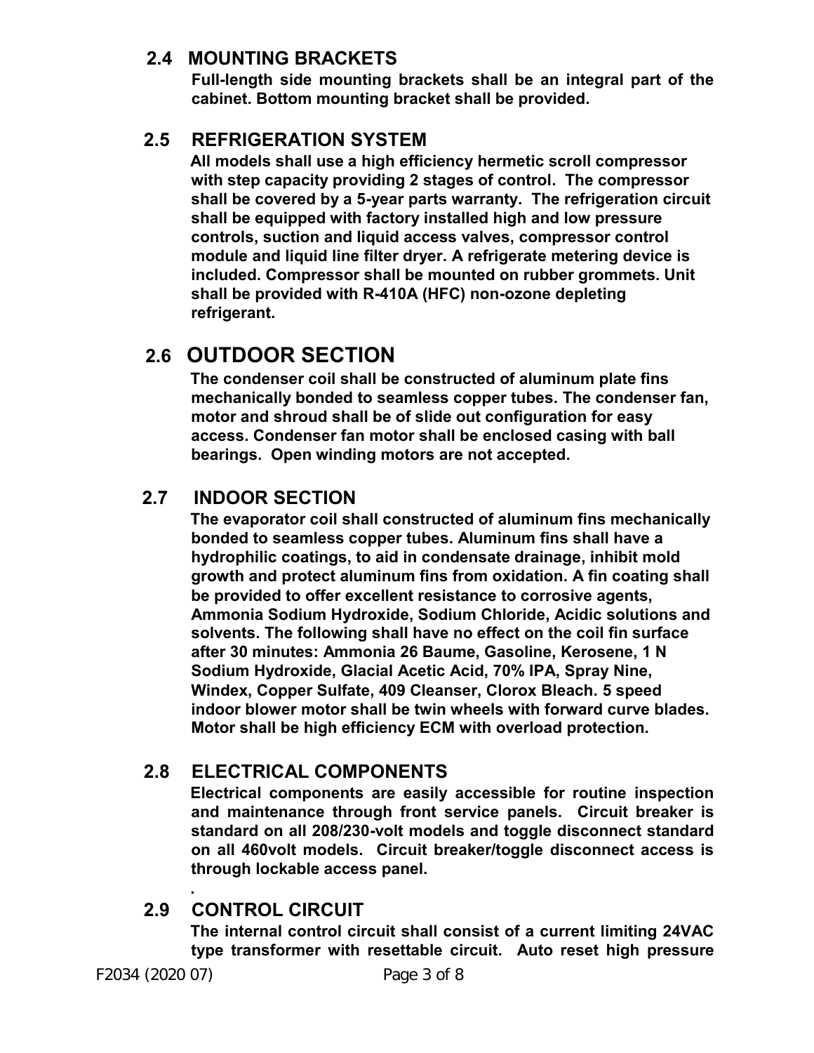## 2.4 MOUNTING BRACKETS

**Full-length side mounting brackets shall be an integral part of the cabinet. Bottom mounting bracket shall be provided.**

## 2.5 REFRIGERATION SYSTEM

**All models shall use a high efficiency hermetic scroll compressor with step capacity providing 2 stages of control. The compressor shall be covered by a 5-year parts warranty. The refrigeration circuit shall be equipped with factory installed high and low pressure controls, suction and liquid access valves, compressor control module and liquid line filter dryer. A refrigerate metering device is included. Compressor shall be mounted on rubber grommets. Unit shall be provided with R-410A (HFC) non-ozone depleting refrigerant.**

## 2.6 OUTDOOR SECTION

**The condenser coil shall be constructed of aluminum plate fins mechanically bonded to seamless copper tubes. The condenser fan, motor and shroud shall be of slide out configuration for easy access. Condenser fan motor shall be enclosed casing with ball bearings. Open winding motors are not accepted.**

## 2.7 INDOOR SECTION

**The evaporator coil shall constructed of aluminum fins mechanically bonded to seamless copper tubes. Aluminum fins shall have a hydrophilic coatings, to aid in condensate drainage, inhibit mold growth and protect aluminum fins from oxidation. A fin coating shall be provided to offer excellent resistance to corrosive agents, Ammonia Sodium Hydroxide, Sodium Chloride, Acidic solutions and solvents. The following shall have no effect on the coil fin surface after 30 minutes: Ammonia 26 Baume, Gasoline, Kerosene, 1 N Sodium Hydroxide, Glacial Acetic Acid, 70% IPA, Spray Nine, Windex, Copper Sulfate, 409 Cleanser, Clorox Bleach. 5 speed indoor blower motor shall be twin wheels with forward curve blades. Motor shall be high efficiency ECM with overload protection.**

## 2.8 ELECTRICAL COMPONENTS

**Electrical components are easily accessible for routine inspection and maintenance through front service panels. Circuit breaker is standard on all 208/230-volt models and toggle disconnect standard on all 460volt models. Circuit breaker/toggle disconnect access is through lockable access panel.**

**.**

## 2.9 CONTROL CIRCUIT

**The internal control circuit shall consist of a current limiting 24VAC type transformer with resettable circuit. Auto reset high pressure**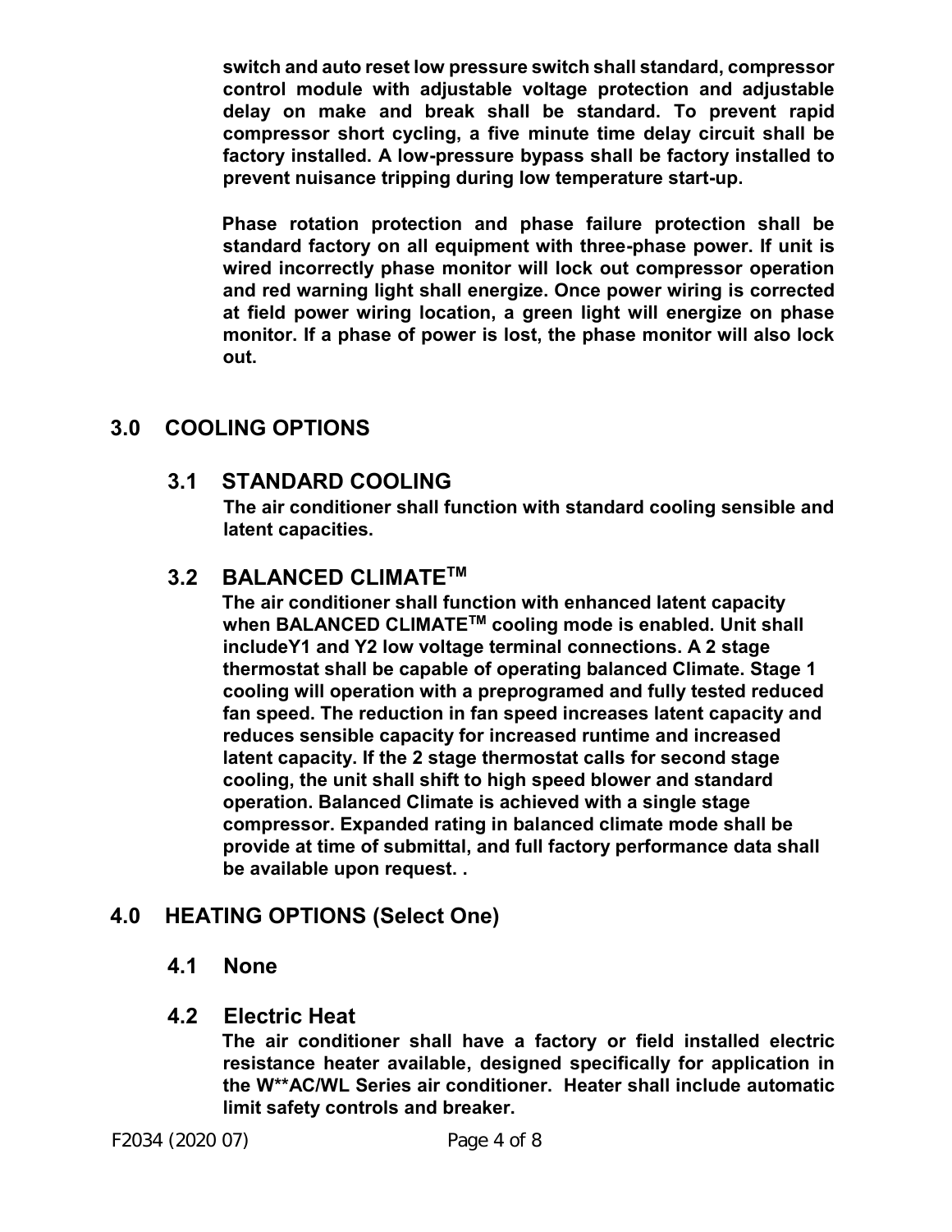**switch and auto reset low pressure switch shall standard, compressor control module with adjustable voltage protection and adjustable delay on make and break shall be standard. To prevent rapid compressor short cycling, a five minute time delay circuit shall be factory installed. A low-pressure bypass shall be factory installed to prevent nuisance tripping during low temperature start-up.**

**Phase rotation protection and phase failure protection shall be standard factory on all equipment with three-phase power. If unit is wired incorrectly phase monitor will lock out compressor operation and red warning light shall energize. Once power wiring is corrected at field power wiring location, a green light will energize on phase monitor. If a phase of power is lost, the phase monitor will also lock out.**

# 3.0 COOLING OPTIONS

## 3.1 STANDARD COOLING

**The air conditioner shall function with standard cooling sensible and latent capacities.**

## 3.2 BALANCED CLIMATE™

**The air conditioner shall function with enhanced latent capacity when BALANCED CLIMATE™ cooling mode is enabled. Unit shall includeY1 and Y2 low voltage terminal connections. A 2 stage thermostat shall be capable of operating balanced Climate. Stage 1 cooling will operation with a preprogramed and fully tested reduced fan speed. The reduction in fan speed increases latent capacity and reduces sensible capacity for increased runtime and increased latent capacity. If the 2 stage thermostat calls for second stage cooling, the unit shall shift to high speed blower and standard operation. Balanced Climate is achieved with a single stage compressor. Expanded rating in balanced climate mode shall be provide at time of submittal, and full factory performance data shall be available upon request. .**

# 4.0 HEATING OPTIONS (Select One)

## 4.1 None

## 4.2 Electric Heat

**The air conditioner shall have a factory or field installed electric resistance heater available, designed specifically for application in the W**AC/WL Series air conditioner. Heater shall include automatic limit safety controls and breaker.**

F2034 (2020 07)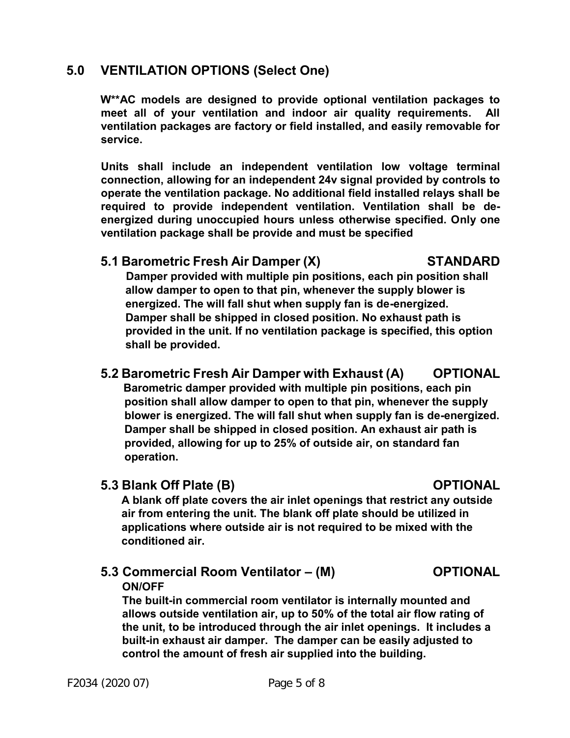## 5.0 VENTILATION OPTIONS (Select One)

**W**AC models are designed to provide optional ventilation packages to meet all of your ventilation and indoor air quality requirements. All ventilation packages are factory or field installed, and easily removable for service.**

**Units shall include an independent ventilation low voltage terminal connection, allowing for an independent 24v signal provided by controls to operate the ventilation package. No additional field installed relays shall be required to provide independent ventilation. Ventilation shall be de-energized during unoccupied hours unless otherwise specified. Only one ventilation package shall be provide and must be specified**

### 5.1 Barometric Fresh Air Damper (X) — STANDARD

**Damper provided with multiple pin positions, each pin position shall allow damper to open to that pin, whenever the supply blower is energized. The will fall shut when supply fan is de-energized. Damper shall be shipped in closed position. No exhaust path is provided in the unit. If no ventilation package is specified, this option shall be provided.**

### 5.2 Barometric Fresh Air Damper with Exhaust (A) — OPTIONAL

**Barometric damper provided with multiple pin positions, each pin position shall allow damper to open to that pin, whenever the supply blower is energized. The will fall shut when supply fan is de-energized. Damper shall be shipped in closed position. An exhaust air path is provided, allowing for up to 25% of outside air, on standard fan operation.**

### 5.3 Blank Off Plate (B) — OPTIONAL

**A blank off plate covers the air inlet openings that restrict any outside air from entering the unit. The blank off plate should be utilized in applications where outside air is not required to be mixed with the conditioned air.**

### 5.3 Commercial Room Ventilator – (M) — OPTIONAL

**ON/OFF**

**The built-in commercial room ventilator is internally mounted and allows outside ventilation air, up to 50% of the total air flow rating of the unit, to be introduced through the air inlet openings. It includes a built-in exhaust air damper. The damper can be easily adjusted to control the amount of fresh air supplied into the building.**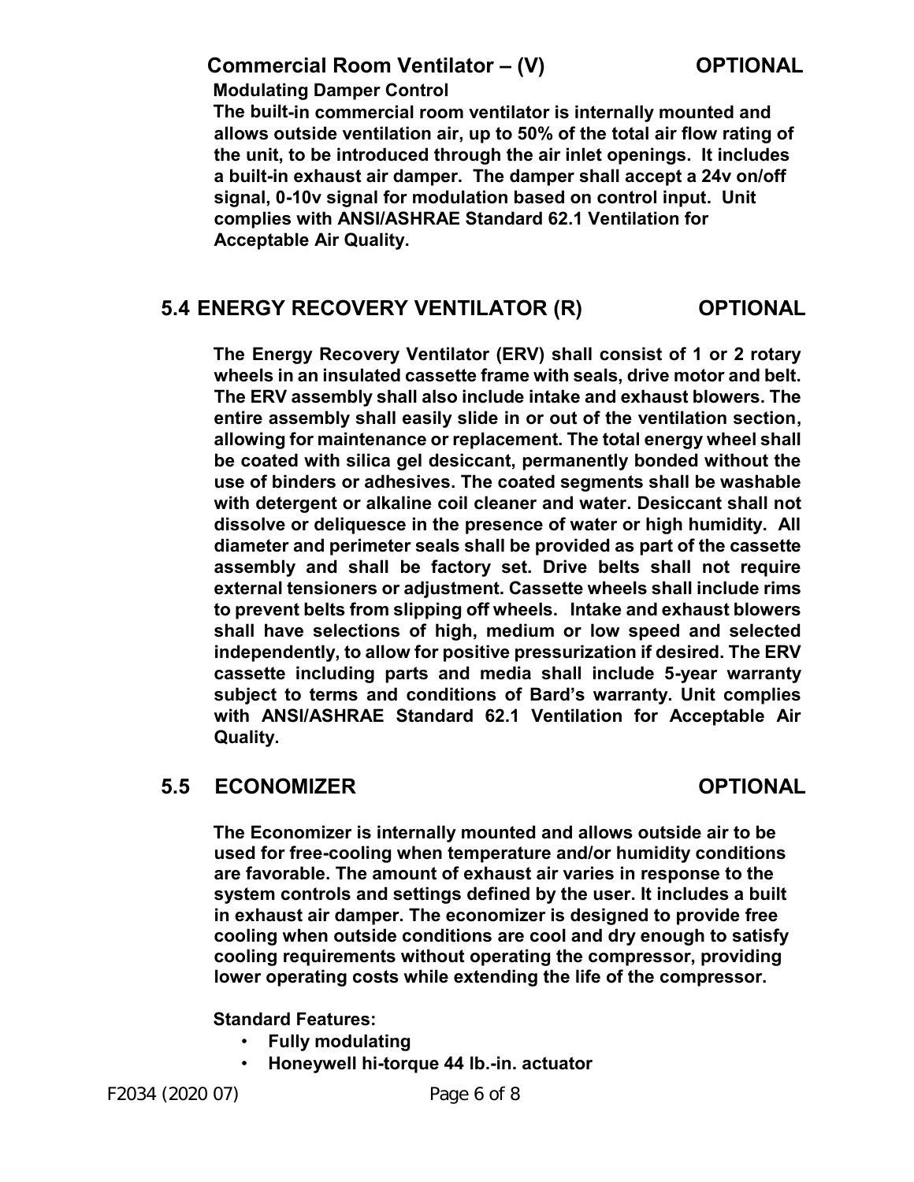### Commercial Room Ventilator – (V) OPTIONAL

**Modulating Damper Control**

**The built-in commercial room ventilator is internally mounted and allows outside ventilation air, up to 50% of the total air flow rating of the unit, to be introduced through the air inlet openings. It includes a built-in exhaust air damper. The damper shall accept a 24v on/off signal, 0-10v signal for modulation based on control input. Unit complies with ANSI/ASHRAE Standard 62.1 Ventilation for Acceptable Air Quality.**

## 5.4 ENERGY RECOVERY VENTILATOR (R) OPTIONAL

**The Energy Recovery Ventilator (ERV) shall consist of 1 or 2 rotary wheels in an insulated cassette frame with seals, drive motor and belt. The ERV assembly shall also include intake and exhaust blowers. The entire assembly shall easily slide in or out of the ventilation section, allowing for maintenance or replacement. The total energy wheel shall be coated with silica gel desiccant, permanently bonded without the use of binders or adhesives. The coated segments shall be washable with detergent or alkaline coil cleaner and water. Desiccant shall not dissolve or deliquesce in the presence of water or high humidity. All diameter and perimeter seals shall be provided as part of the cassette assembly and shall be factory set. Drive belts shall not require external tensioners or adjustment. Cassette wheels shall include rims to prevent belts from slipping off wheels. Intake and exhaust blowers shall have selections of high, medium or low speed and selected independently, to allow for positive pressurization if desired. The ERV cassette including parts and media shall include 5-year warranty subject to terms and conditions of Bard's warranty. Unit complies with ANSI/ASHRAE Standard 62.1 Ventilation for Acceptable Air Quality.**

## 5.5 ECONOMIZER OPTIONAL

**The Economizer is internally mounted and allows outside air to be used for free-cooling when temperature and/or humidity conditions are favorable. The amount of exhaust air varies in response to the system controls and settings defined by the user. It includes a built in exhaust air damper. The economizer is designed to provide free cooling when outside conditions are cool and dry enough to satisfy cooling requirements without operating the compressor, providing lower operating costs while extending the life of the compressor.**

**Standard Features:**

- **Fully modulating**
- **Honeywell hi-torque 44 lb.-in. actuator**

F2034 (2020 07)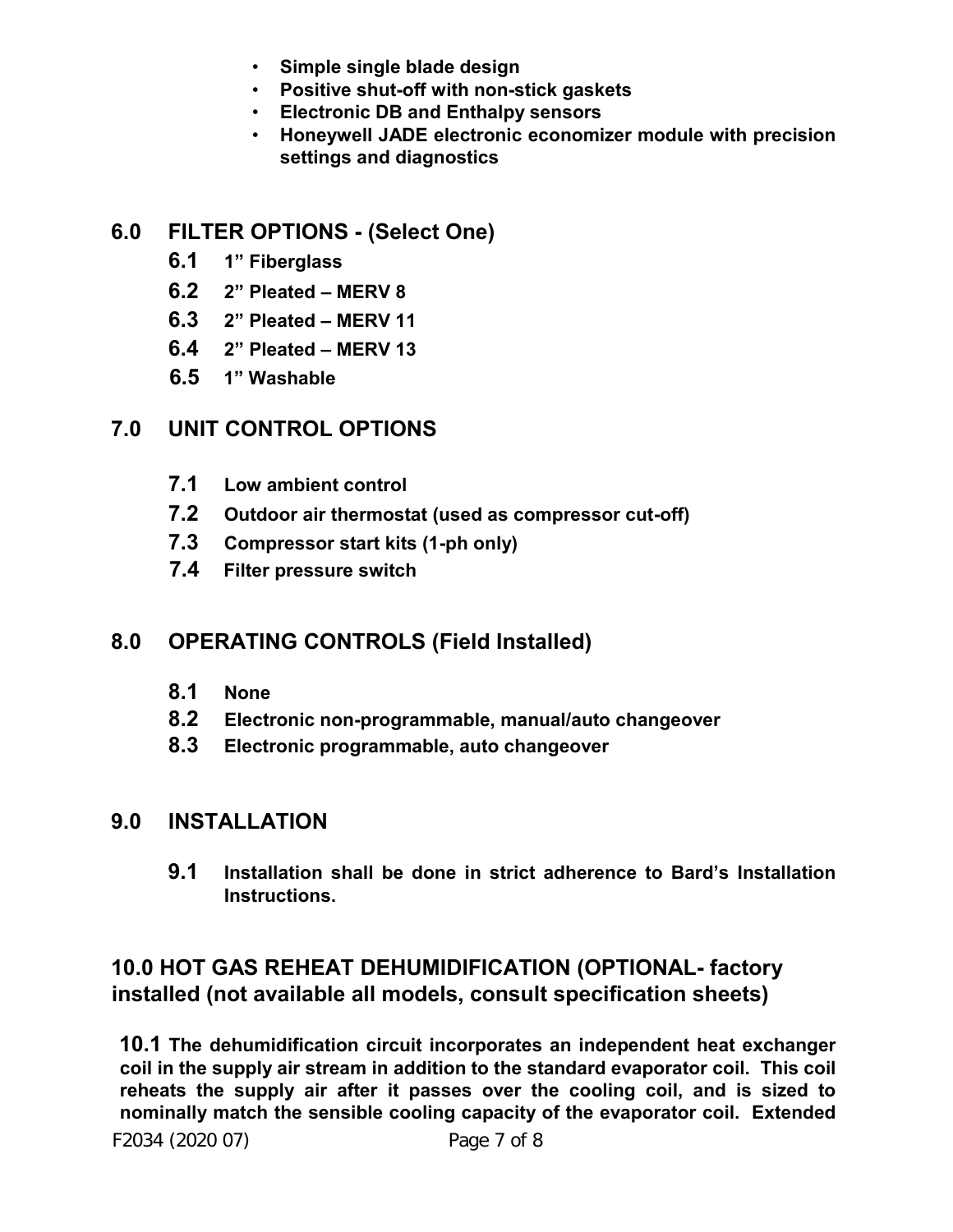- **Simple single blade design**
- **Positive shut-off with non-stick gaskets**
- **Electronic DB and Enthalpy sensors**
- **Honeywell JADE electronic economizer module with precision settings and diagnostics**

## 6.0 FILTER OPTIONS - (Select One)

**6.1** **1" Fiberglass**

**6.2** **2" Pleated – MERV 8**

**6.3** **2" Pleated – MERV 11**

**6.4** **2" Pleated – MERV 13**

**6.5** **1" Washable**

## 7.0 UNIT CONTROL OPTIONS

**7.1** **Low ambient control**

**7.2** **Outdoor air thermostat (used as compressor cut-off)**

**7.3** **Compressor start kits (1-ph only)**

**7.4** **Filter pressure switch**

## 8.0 OPERATING CONTROLS (Field Installed)

**8.1** **None**

**8.2** **Electronic non-programmable, manual/auto changeover**

**8.3** **Electronic programmable, auto changeover**

## 9.0 INSTALLATION

**9.1** **Installation shall be done in strict adherence to Bard's Installation Instructions.**

## 10.0 HOT GAS REHEAT DEHUMIDIFICATION (OPTIONAL- factory installed (not available all models, consult specification sheets)

**10.1** **The dehumidification circuit incorporates an independent heat exchanger coil in the supply air stream in addition to the standard evaporator coil. This coil reheats the supply air after it passes over the cooling coil, and is sized to nominally match the sensible cooling capacity of the evaporator coil. Extended**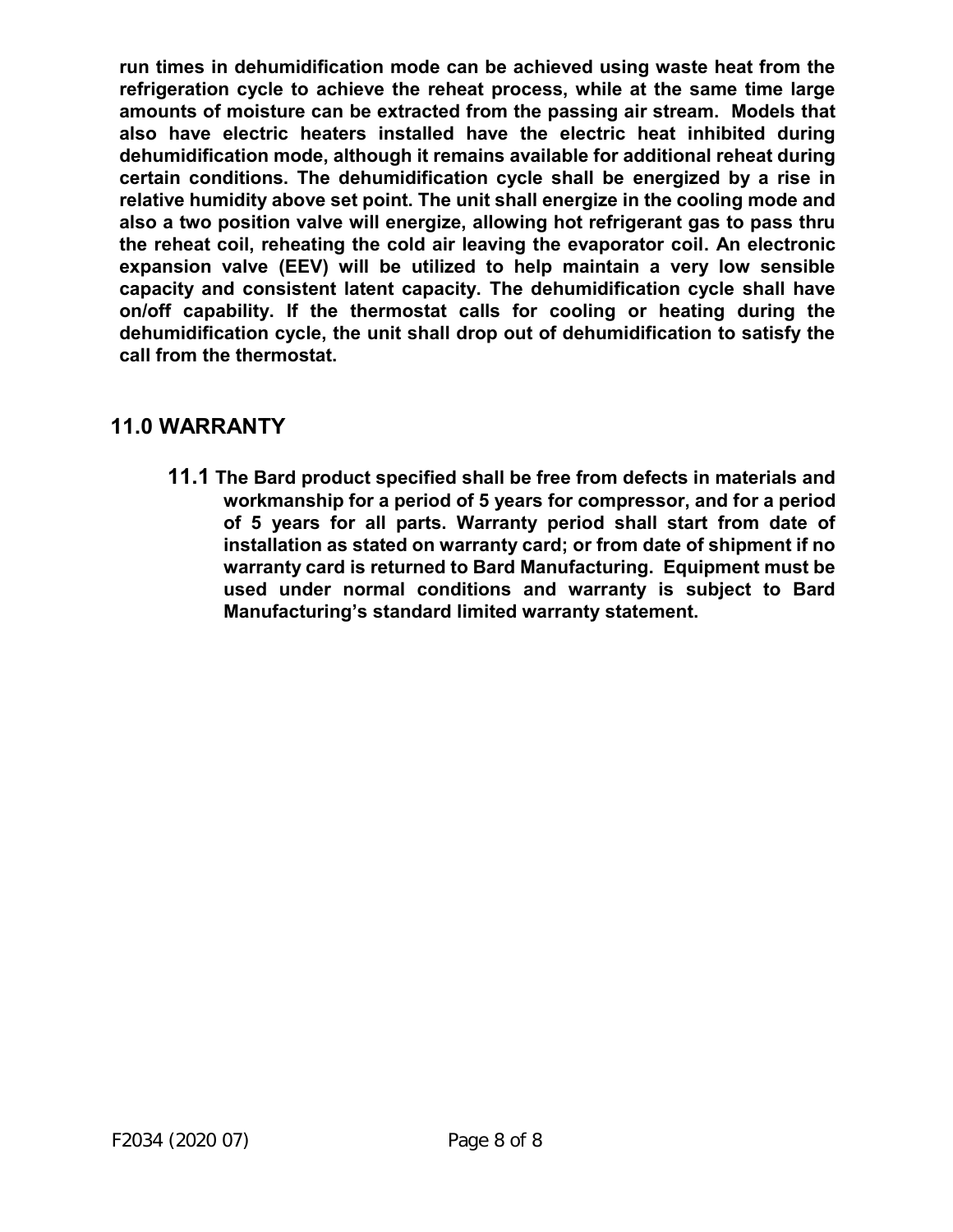**run times in dehumidification mode can be achieved using waste heat from the refrigeration cycle to achieve the reheat process, while at the same time large amounts of moisture can be extracted from the passing air stream. Models that also have electric heaters installed have the electric heat inhibited during dehumidification mode, although it remains available for additional reheat during certain conditions. The dehumidification cycle shall be energized by a rise in relative humidity above set point. The unit shall energize in the cooling mode and also a two position valve will energize, allowing hot refrigerant gas to pass thru the reheat coil, reheating the cold air leaving the evaporator coil. An electronic expansion valve (EEV) will be utilized to help maintain a very low sensible capacity and consistent latent capacity. The dehumidification cycle shall have on/off capability. If the thermostat calls for cooling or heating during the dehumidification cycle, the unit shall drop out of dehumidification to satisfy the call from the thermostat.**

## 11.0 WARRANTY

**11.1 The Bard product specified shall be free from defects in materials and workmanship for a period of 5 years for compressor, and for a period of 5 years for all parts. Warranty period shall start from date of installation as stated on warranty card; or from date of shipment if no warranty card is returned to Bard Manufacturing. Equipment must be used under normal conditions and warranty is subject to Bard Manufacturing's standard limited warranty statement.**

F2034 (2020 07)